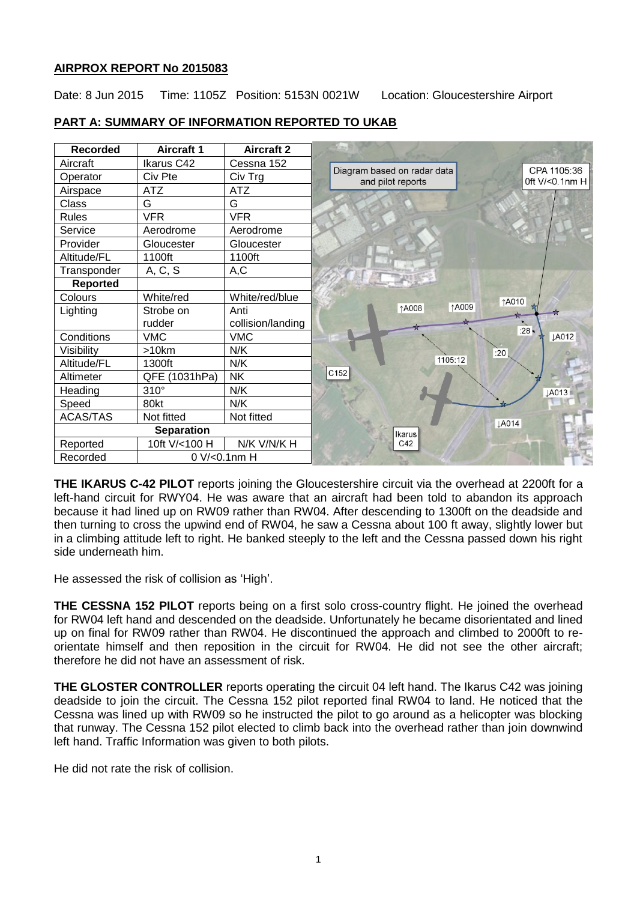## AIRPROX REPORT No 2015083

Date: 8 Jun 2015  Time: 1105Z  Position: 5153N 00021W  Location: Gloucestershire Airport

## PART A: SUMMARY OF INFORMATION REPORTED TO UKAB

| Recorded | Aircraft 1 | Aircraft 2 |
|---|---|---|
| Aircraft | Ikarus C42 | Cessna 152 |
| Operator | Civ Pte | Civ Trg |
| Airspace | ATZ | ATZ |
| Class | G | G |
| Rules | VFR | VFR |
| Service | Aerodrome | Aerodrome |
| Provider | Gloucester | Gloucester |
| Altitude/FL | 1100ft | 1100ft |
| Transponder | A, C, S | A,C |
| **Reported** | | |
| Colours | White/red | White/red/blue |
| Lighting | Strobe on rudder | Anti collision/landing |
| Conditions | VMC | VMC |
| Visibility | >10km | N/K |
| Altitude/FL | 1300ft | N/K |
| Altimeter | QFE (1031hPa) | NK |
| Heading | 310° | N/K |
| Speed | 80kt | N/K |
| ACAS/TAS | Not fitted | Not fitted |
| **Separation** | | |
| Reported | 10ft V/<100 H | N/K V/N/K H |
| Recorded | 0 V/<0.1nm H | |

**THE IKARUS C-42 PILOT** reports joining the Gloucestershire circuit via the overhead at 2200ft for a left-hand circuit for RWY04. He was aware that an aircraft had been told to abandon its approach because it had lined up on RW09 rather than RW04. After descending to 1300ft on the deadside and then turning to cross the upwind end of RW04, he saw a Cessna about 100 ft away, slightly lower but in a climbing attitude left to right. He banked steeply to the left and the Cessna passed down his right side underneath him.

He assessed the risk of collision as 'High'.

**THE CESSNA 152 PILOT** reports being on a first solo cross-country flight. He joined the overhead for RW04 left hand and descended on the deadside. Unfortunately he became disorientated and lined up on final for RW09 rather than RW04. He discontinued the approach and climbed to 2000ft to re-orientate himself and then reposition in the circuit for RW04. He did not see the other aircraft; therefore he did not have an assessment of risk.

**THE GLOSTER CONTROLLER** reports operating the circuit 04 left hand. The Ikarus C42 was joining deadside to join the circuit. The Cessna 152 pilot reported final RW04 to land. He noticed that the Cessna was lined up with RW09 so he instructed the pilot to go around as a helicopter was blocking that runway. The Cessna 152 pilot elected to climb back into the overhead rather than join downwind left hand. Traffic Information was given to both pilots.

He did not rate the risk of collision.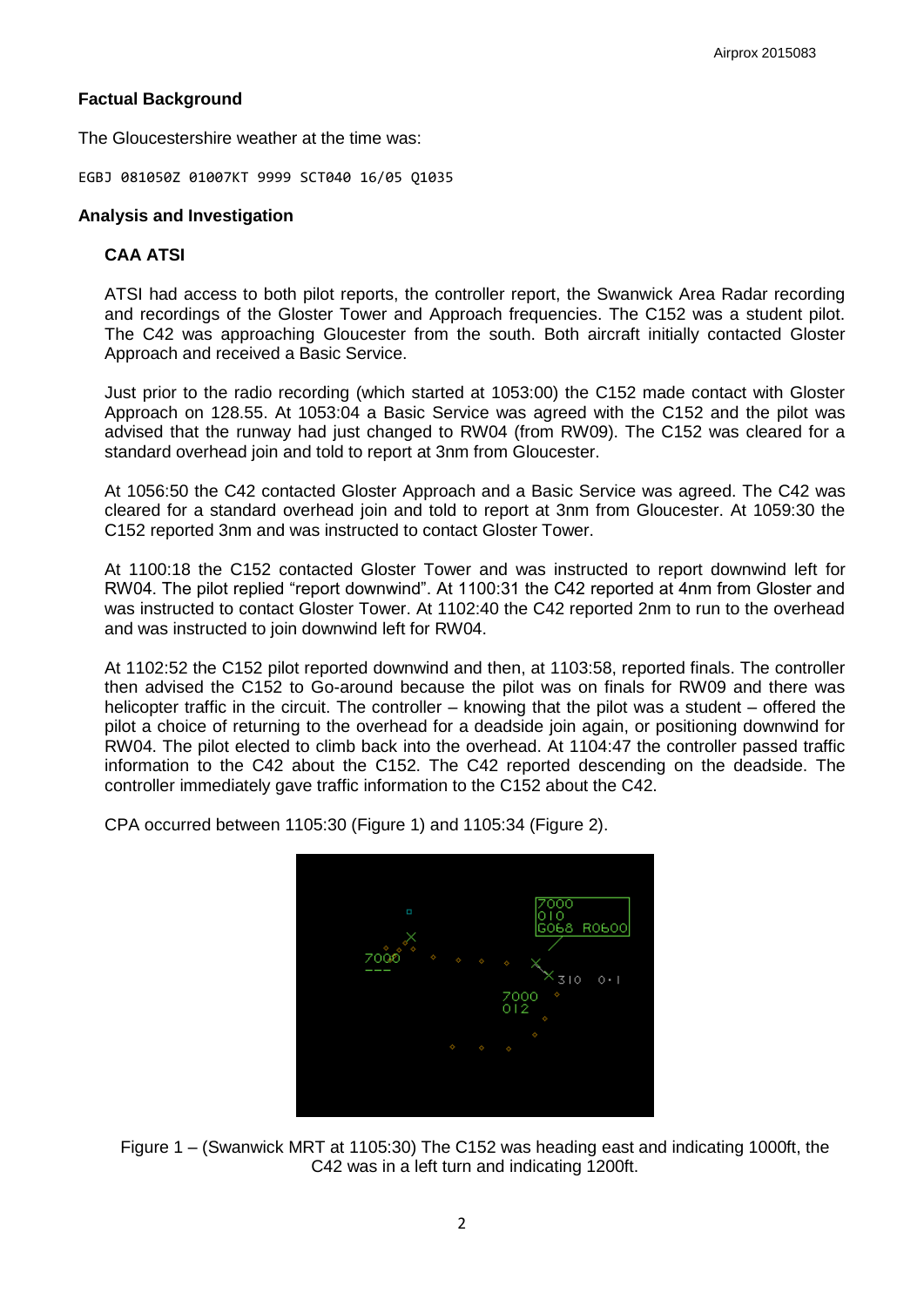## Factual Background

The Gloucestershire weather at the time was:

```
EGBJ 081050Z 01007KT 9999 SCT040 16/05 Q1035
```

## Analysis and Investigation

### CAA ATSI

ATSI had access to both pilot reports, the controller report, the Swanwick Area Radar recording and recordings of the Gloster Tower and Approach frequencies. The C152 was a student pilot. The C42 was approaching Gloucester from the south. Both aircraft initially contacted Gloster Approach and received a Basic Service.

Just prior to the radio recording (which started at 1053:00) the C152 made contact with Gloster Approach on 128.55. At 1053:04 a Basic Service was agreed with the C152 and the pilot was advised that the runway had just changed to RW04 (from RW09). The C152 was cleared for a standard overhead join and told to report at 3nm from Gloucester.

At 1056:50 the C42 contacted Gloster Approach and a Basic Service was agreed. The C42 was cleared for a standard overhead join and told to report at 3nm from Gloucester. At 1059:30 the C152 reported 3nm and was instructed to contact Gloster Tower.

At 1100:18 the C152 contacted Gloster Tower and was instructed to report downwind left for RW04. The pilot replied "report downwind". At 1100:31 the C42 reported at 4nm from Gloster and was instructed to contact Gloster Tower. At 1102:40 the C42 reported 2nm to run to the overhead and was instructed to join downwind left for RW04.

At 1102:52 the C152 pilot reported downwind and then, at 1103:58, reported finals. The controller then advised the C152 to Go-around because the pilot was on finals for RW09 and there was helicopter traffic in the circuit. The controller – knowing that the pilot was a student – offered the pilot a choice of returning to the overhead for a deadside join again, or positioning downwind for RW04. The pilot elected to climb back into the overhead. At 1104:47 the controller passed traffic information to the C42 about the C152. The C42 reported descending on the deadside. The controller immediately gave traffic information to the C152 about the C42.

CPA occurred between 1105:30 (Figure 1) and 1105:34 (Figure 2).

Figure 1 – (Swanwick MRT at 1105:30) The C152 was heading east and indicating 1000ft, the C42 was in a left turn and indicating 1200ft.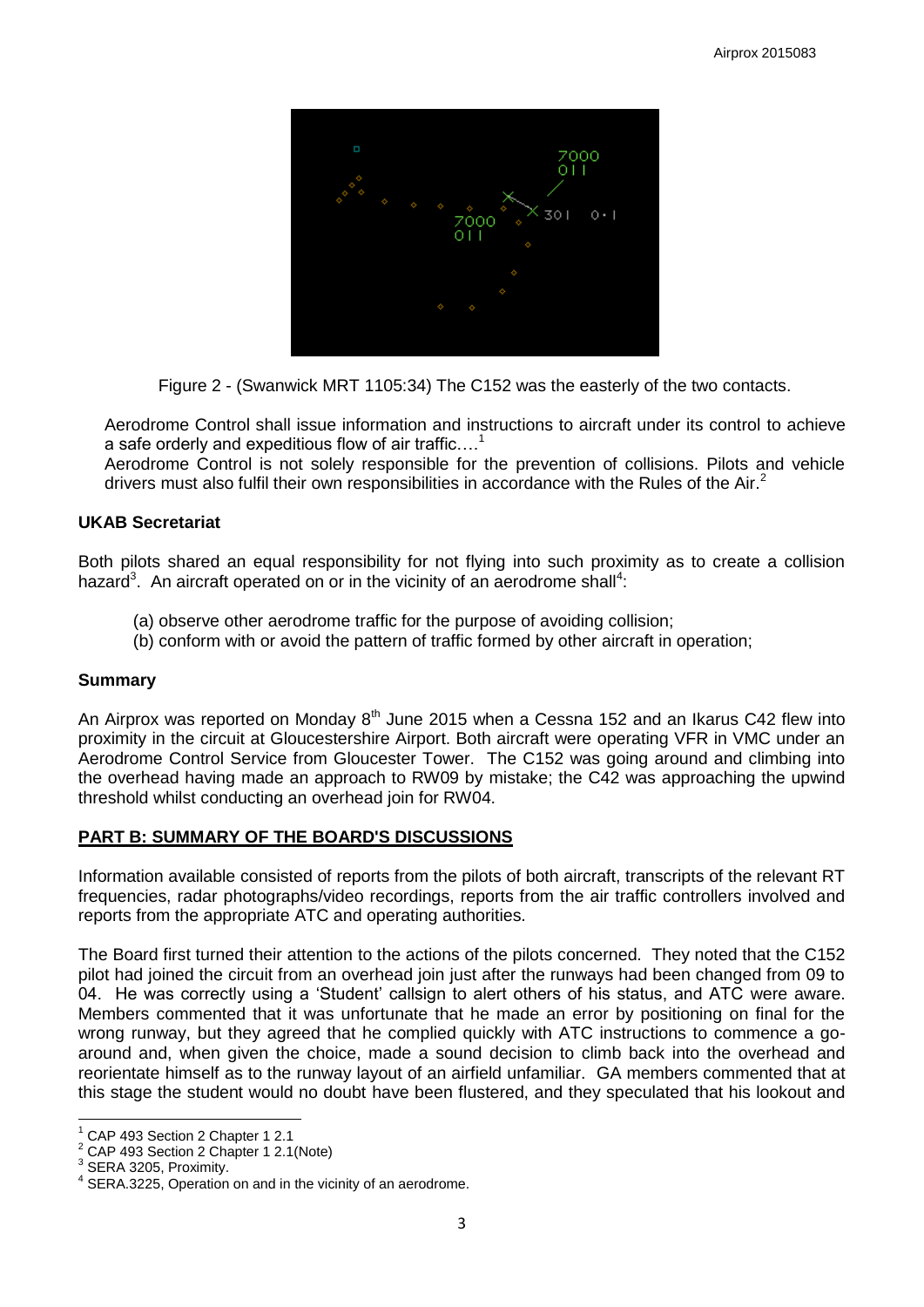Figure 2 - (Swanwick MRT 1105:34) The C152 was the easterly of the two contacts.

Aerodrome Control shall issue information and instructions to aircraft under its control to achieve a safe orderly and expeditious flow of air traffic….[1]

Aerodrome Control is not solely responsible for the prevention of collisions. Pilots and vehicle drivers must also fulfil their own responsibilities in accordance with the Rules of the Air.[2]

### UKAB Secretariat

Both pilots shared an equal responsibility for not flying into such proximity as to create a collision hazard[3]. An aircraft operated on or in the vicinity of an aerodrome shall[4]:

(a) observe other aerodrome traffic for the purpose of avoiding collision;

(b) conform with or avoid the pattern of traffic formed by other aircraft in operation;

### Summary

An Airprox was reported on Monday 8th June 2015 when a Cessna 152 and an Ikarus C42 flew into proximity in the circuit at Gloucestershire Airport. Both aircraft were operating VFR in VMC under an Aerodrome Control Service from Gloucester Tower. The C152 was going around and climbing into the overhead having made an approach to RW09 by mistake; the C42 was approaching the upwind threshold whilst conducting an overhead join for RW04.

## PART B: SUMMARY OF THE BOARD'S DISCUSSIONS

Information available consisted of reports from the pilots of both aircraft, transcripts of the relevant RT frequencies, radar photographs/video recordings, reports from the air traffic controllers involved and reports from the appropriate ATC and operating authorities.

The Board first turned their attention to the actions of the pilots concerned. They noted that the C152 pilot had joined the circuit from an overhead join just after the runways had been changed from 09 to 04. He was correctly using a 'Student' callsign to alert others of his status, and ATC were aware. Members commented that it was unfortunate that he made an error by positioning on final for the wrong runway, but they agreed that he complied quickly with ATC instructions to commence a go-around and, when given the choice, made a sound decision to climb back into the overhead and reorientate himself as to the runway layout of an airfield unfamiliar. GA members commented that at this stage the student would no doubt have been flustered, and they speculated that his lookout and

---

[1] CAP 493 Section 2 Chapter 1 2.1

[2] CAP 493 Section 2 Chapter 1 2.1(Note)

[3] SERA 3205, Proximity.

[4] SERA.3225, Operation on and in the vicinity of an aerodrome.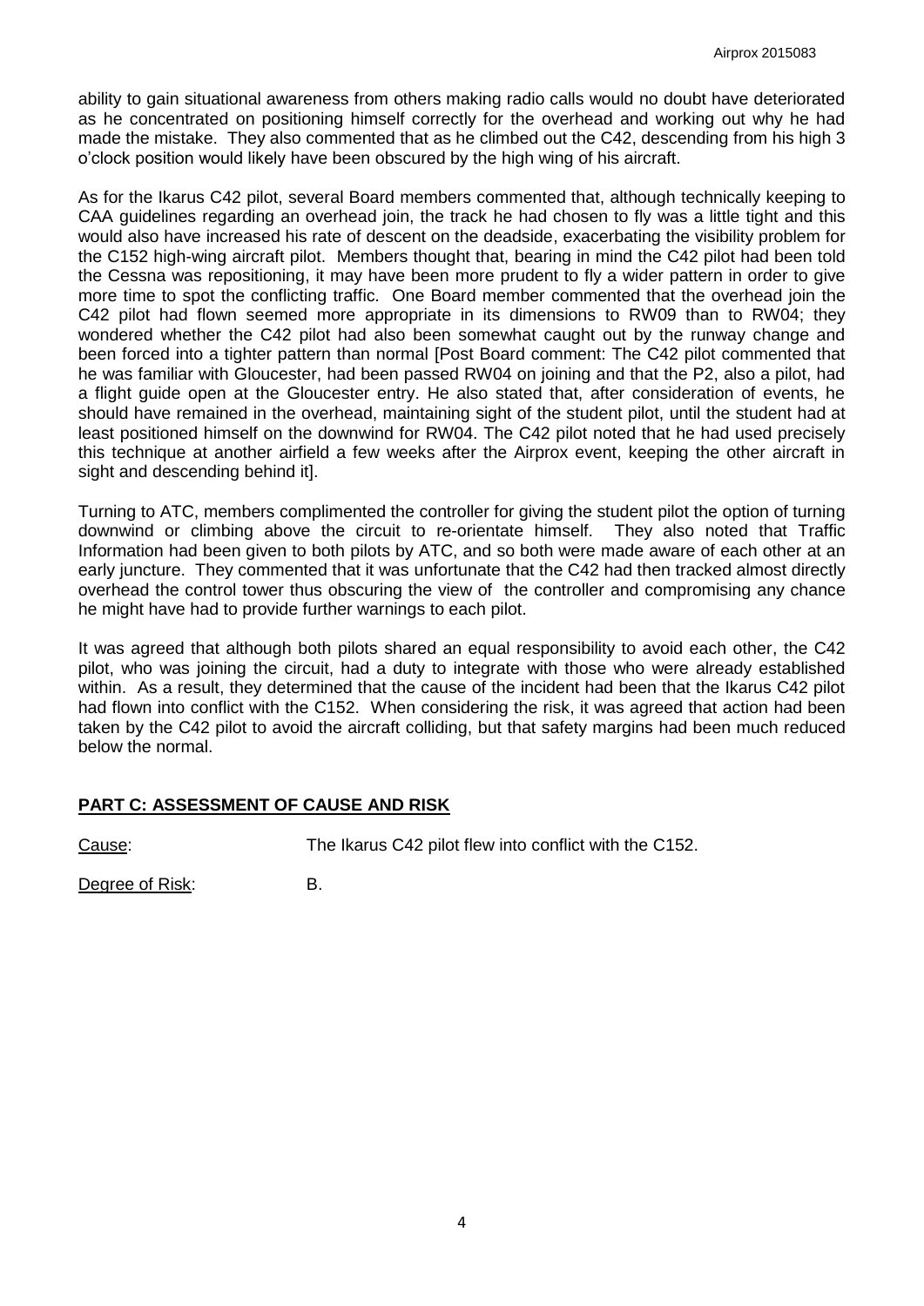ability to gain situational awareness from others making radio calls would no doubt have deteriorated as he concentrated on positioning himself correctly for the overhead and working out why he had made the mistake. They also commented that as he climbed out the C42, descending from his high 3 o'clock position would likely have been obscured by the high wing of his aircraft.

As for the Ikarus C42 pilot, several Board members commented that, although technically keeping to CAA guidelines regarding an overhead join, the track he had chosen to fly was a little tight and this would also have increased his rate of descent on the deadside, exacerbating the visibility problem for the C152 high-wing aircraft pilot. Members thought that, bearing in mind the C42 pilot had been told the Cessna was repositioning, it may have been more prudent to fly a wider pattern in order to give more time to spot the conflicting traffic. One Board member commented that the overhead join the C42 pilot had flown seemed more appropriate in its dimensions to RW09 than to RW04; they wondered whether the C42 pilot had also been somewhat caught out by the runway change and been forced into a tighter pattern than normal [Post Board comment: The C42 pilot commented that he was familiar with Gloucester, had been passed RW04 on joining and that the P2, also a pilot, had a flight guide open at the Gloucester entry. He also stated that, after consideration of events, he should have remained in the overhead, maintaining sight of the student pilot, until the student had at least positioned himself on the downwind for RW04. The C42 pilot noted that he had used precisely this technique at another airfield a few weeks after the Airprox event, keeping the other aircraft in sight and descending behind it].

Turning to ATC, members complimented the controller for giving the student pilot the option of turning downwind or climbing above the circuit to re-orientate himself. They also noted that Traffic Information had been given to both pilots by ATC, and so both were made aware of each other at an early juncture. They commented that it was unfortunate that the C42 had then tracked almost directly overhead the control tower thus obscuring the view of the controller and compromising any chance he might have had to provide further warnings to each pilot.

It was agreed that although both pilots shared an equal responsibility to avoid each other, the C42 pilot, who was joining the circuit, had a duty to integrate with those who were already established within. As a result, they determined that the cause of the incident had been that the Ikarus C42 pilot had flown into conflict with the C152. When considering the risk, it was agreed that action had been taken by the C42 pilot to avoid the aircraft colliding, but that safety margins had been much reduced below the normal.

## PART C: ASSESSMENT OF CAUSE AND RISK

Cause: The Ikarus C42 pilot flew into conflict with the C152.

Degree of Risk: B.